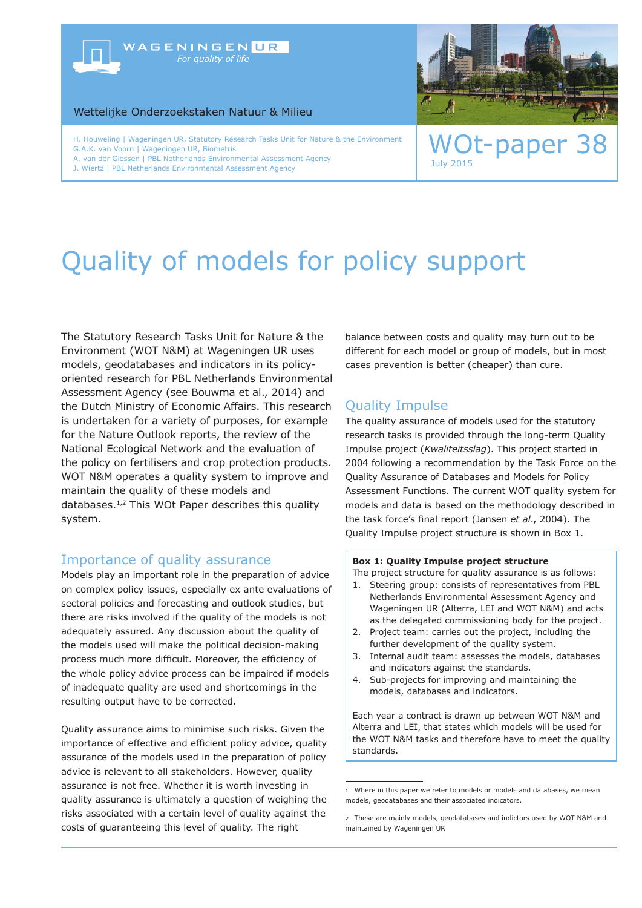WAGENINGEN UR
*For quality of life*

Wettelijke Onderzoekstaken Natuur & Milieu

H. Houweling | Wageningen UR, Statutory Research Tasks Unit for Nature & the Environment
G.A.K. van Voorn | Wageningen UR, Biometris
A. van der Giessen | PBL Netherlands Environmental Assessment Agency
J. Wiertz | PBL Netherlands Environmental Assessment Agency

WOt-paper 38
July 2015

# Quality of models for policy support

The Statutory Research Tasks Unit for Nature & the Environment (WOT N&M) at Wageningen UR uses models, geodatabases and indicators in its policy-oriented research for PBL Netherlands Environmental Assessment Agency (see Bouwma et al., 2014) and the Dutch Ministry of Economic Affairs. This research is undertaken for a variety of purposes, for example for the Nature Outlook reports, the review of the National Ecological Network and the evaluation of the policy on fertilisers and crop protection products. WOT N&M operates a quality system to improve and maintain the quality of these models and databases.[1,2] This WOt Paper describes this quality system.

## Importance of quality assurance

Models play an important role in the preparation of advice on complex policy issues, especially ex ante evaluations of sectoral policies and forecasting and outlook studies, but there are risks involved if the quality of the models is not adequately assured. Any discussion about the quality of the models used will make the political decision-making process much more difficult. Moreover, the efficiency of the whole policy advice process can be impaired if models of inadequate quality are used and shortcomings in the resulting output have to be corrected.

Quality assurance aims to minimise such risks. Given the importance of effective and efficient policy advice, quality assurance of the models used in the preparation of policy advice is relevant to all stakeholders. However, quality assurance is not free. Whether it is worth investing in quality assurance is ultimately a question of weighing the risks associated with a certain level of quality against the costs of guaranteeing this level of quality. The right balance between costs and quality may turn out to be different for each model or group of models, but in most cases prevention is better (cheaper) than cure.

## Quality Impulse

The quality assurance of models used for the statutory research tasks is provided through the long-term Quality Impulse project (*Kwaliteitsslag*). This project started in 2004 following a recommendation by the Task Force on the Quality Assurance of Databases and Models for Policy Assessment Functions. The current WOT quality system for models and data is based on the methodology described in the task force's final report (Jansen *et al*., 2004). The Quality Impulse project structure is shown in Box 1.

> **Box 1: Quality Impulse project structure**
>
> The project structure for quality assurance is as follows:
>
> 1. Steering group: consists of representatives from PBL Netherlands Environmental Assessment Agency and Wageningen UR (Alterra, LEI and WOT N&M) and acts as the delegated commissioning body for the project.
> 2. Project team: carries out the project, including the further development of the quality system.
> 3. Internal audit team: assesses the models, databases and indicators against the standards.
> 4. Sub-projects for improving and maintaining the models, databases and indicators.
>
> Each year a contract is drawn up between WOT N&M and Alterra and LEI, that states which models will be used for the WOT N&M tasks and therefore have to meet the quality standards.

[1] Where in this paper we refer to models or models and databases, we mean models, geodatabases and their associated indicators.

[2] These are mainly models, geodatabases and indictors used by WOT N&M and maintained by Wageningen UR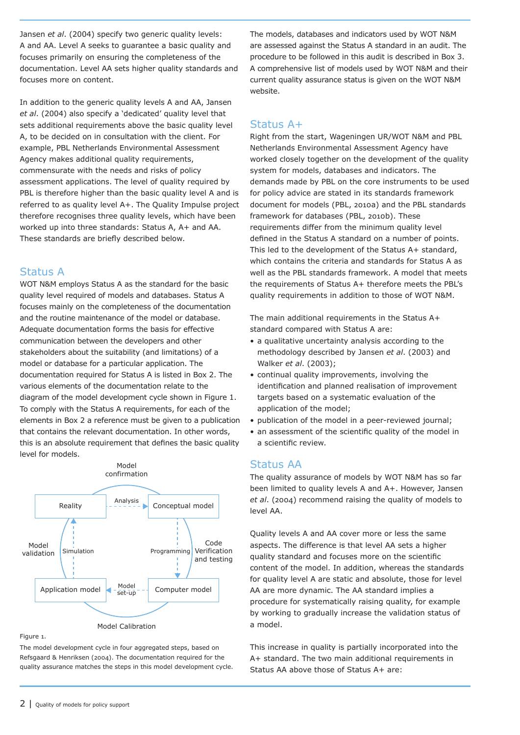Jansen *et al*. (2004) specify two generic quality levels: A and AA. Level A seeks to guarantee a basic quality and focuses primarily on ensuring the completeness of the documentation. Level AA sets higher quality standards and focuses more on content.

In addition to the generic quality levels A and AA, Jansen *et al*. (2004) also specify a 'dedicated' quality level that sets additional requirements above the basic quality level A, to be decided on in consultation with the client. For example, PBL Netherlands Environmental Assessment Agency makes additional quality requirements, commensurate with the needs and risks of policy assessment applications. The level of quality required by PBL is therefore higher than the basic quality level A and is referred to as quality level A+. The Quality Impulse project therefore recognises three quality levels, which have been worked up into three standards: Status A, A+ and AA. These standards are briefly described below.

## Status A

WOT N&M employs Status A as the standard for the basic quality level required of models and databases. Status A focuses mainly on the completeness of the documentation and the routine maintenance of the model or database. Adequate documentation forms the basis for effective communication between the developers and other stakeholders about the suitability (and limitations) of a model or database for a particular application. The documentation required for Status A is listed in Box 2. The various elements of the documentation relate to the diagram of the model development cycle shown in Figure 1. To comply with the Status A requirements, for each of the elements in Box 2 a reference must be given to a publication that contains the relevant documentation. In other words, this is an absolute requirement that defines the basic quality level for models.

Model confirmation

Reality — Analysis → Conceptual model

Conceptual model — Programming → Computer model (Code Verification and testing)

Computer model — Model set-up → Application model (Model Calibration)

Application model — Simulation → Reality (Model validation)

Figure 1.

The model development cycle in four aggregated steps, based on Refsgaard & Henriksen (2004). The documentation required for the quality assurance matches the steps in this model development cycle.

The models, databases and indicators used by WOT N&M are assessed against the Status A standard in an audit. The procedure to be followed in this audit is described in Box 3. A comprehensive list of models used by WOT N&M and their current quality assurance status is given on the WOT N&M website.

## Status A+

Right from the start, Wageningen UR/WOT N&M and PBL Netherlands Environmental Assessment Agency have worked closely together on the development of the quality system for models, databases and indicators. The demands made by PBL on the core instruments to be used for policy advice are stated in its standards framework document for models (PBL, 2010a) and the PBL standards framework for databases (PBL, 2010b). These requirements differ from the minimum quality level defined in the Status A standard on a number of points. This led to the development of the Status A+ standard, which contains the criteria and standards for Status A as well as the PBL standards framework. A model that meets the requirements of Status A+ therefore meets the PBL's quality requirements in addition to those of WOT N&M.

The main additional requirements in the Status A+ standard compared with Status A are:

- a qualitative uncertainty analysis according to the methodology described by Jansen *et al*. (2003) and Walker *et al*. (2003);
- continual quality improvements, involving the identification and planned realisation of improvement targets based on a systematic evaluation of the application of the model;
- publication of the model in a peer-reviewed journal;
- an assessment of the scientific quality of the model in a scientific review.

## Status AA

The quality assurance of models by WOT N&M has so far been limited to quality levels A and A+. However, Jansen *et al*. (2004) recommend raising the quality of models to level AA.

Quality levels A and AA cover more or less the same aspects. The difference is that level AA sets a higher quality standard and focuses more on the scientific content of the model. In addition, whereas the standards for quality level A are static and absolute, those for level AA are more dynamic. The AA standard implies a procedure for systematically raising quality, for example by working to gradually increase the validation status of a model.

This increase in quality is partially incorporated into the A+ standard. The two main additional requirements in Status AA above those of Status A+ are: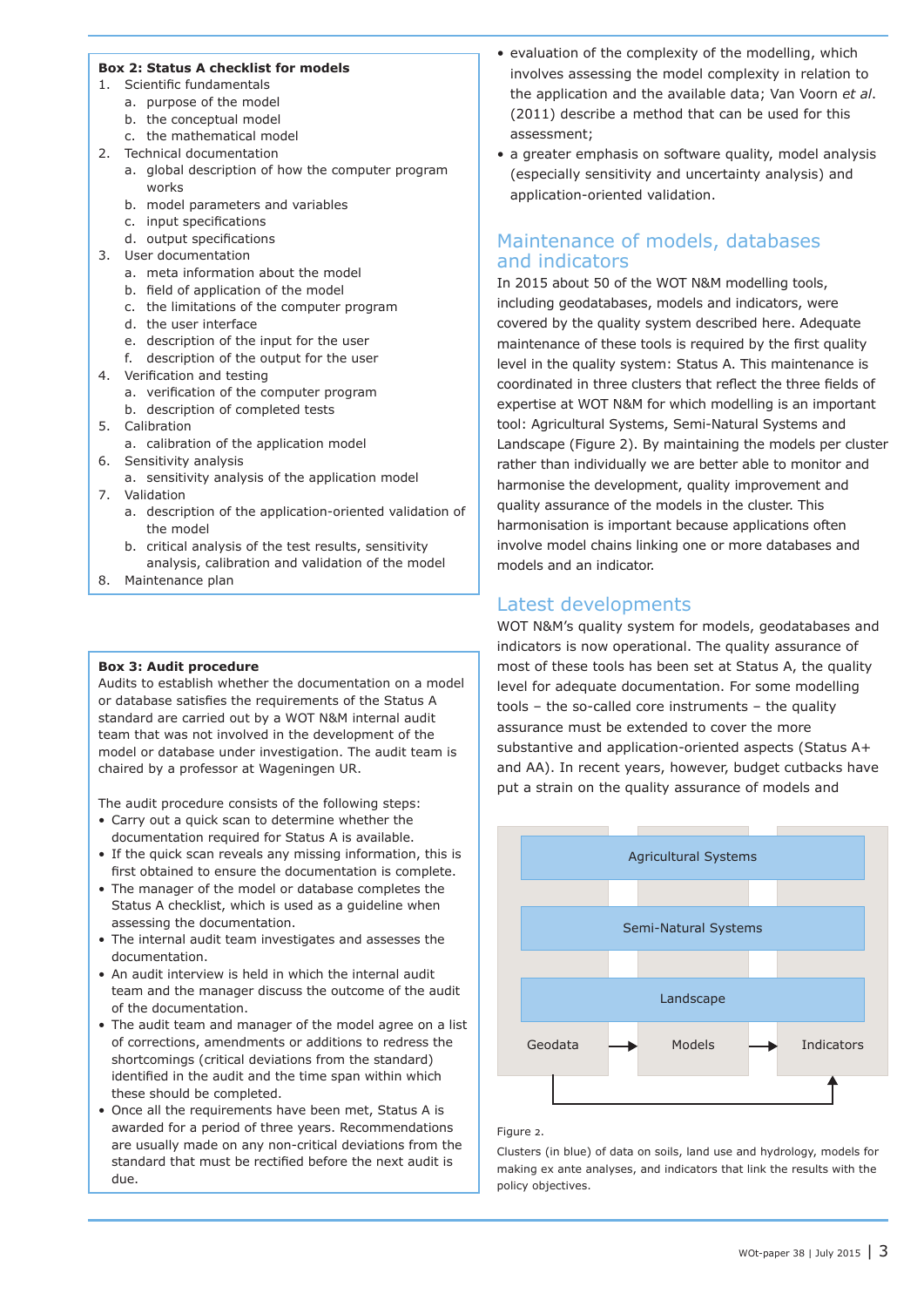**Box 2: Status A checklist for models**

1. Scientific fundamentals
   a. purpose of the model
   b. the conceptual model
   c. the mathematical model
2. Technical documentation
   a. global description of how the computer program works
   b. model parameters and variables
   c. input specifications
   d. output specifications
3. User documentation
   a. meta information about the model
   b. field of application of the model
   c. the limitations of the computer program
   d. the user interface
   e. description of the input for the user
   f. description of the output for the user
4. Verification and testing
   a. verification of the computer program
   b. description of completed tests
5. Calibration
   a. calibration of the application model
6. Sensitivity analysis
   a. sensitivity analysis of the application model
7. Validation
   a. description of the application-oriented validation of the model
   b. critical analysis of the test results, sensitivity analysis, calibration and validation of the model
8. Maintenance plan

**Box 3: Audit procedure**

Audits to establish whether the documentation on a model or database satisfies the requirements of the Status A standard are carried out by a WOT N&M internal audit team that was not involved in the development of the model or database under investigation. The audit team is chaired by a professor at Wageningen UR.

The audit procedure consists of the following steps:

- Carry out a quick scan to determine whether the documentation required for Status A is available.
- If the quick scan reveals any missing information, this is first obtained to ensure the documentation is complete.
- The manager of the model or database completes the Status A checklist, which is used as a guideline when assessing the documentation.
- The internal audit team investigates and assesses the documentation.
- An audit interview is held in which the internal audit team and the manager discuss the outcome of the audit of the documentation.
- The audit team and manager of the model agree on a list of corrections, amendments or additions to redress the shortcomings (critical deviations from the standard) identified in the audit and the time span within which these should be completed.
- Once all the requirements have been met, Status A is awarded for a period of three years. Recommendations are usually made on any non-critical deviations from the standard that must be rectified before the next audit is due.

- evaluation of the complexity of the modelling, which involves assessing the model complexity in relation to the application and the available data; Van Voorn *et al*. (2011) describe a method that can be used for this assessment;
- a greater emphasis on software quality, model analysis (especially sensitivity and uncertainty analysis) and application-oriented validation.

## Maintenance of models, databases and indicators

In 2015 about 50 of the WOT N&M modelling tools, including geodatabases, models and indicators, were covered by the quality system described here. Adequate maintenance of these tools is required by the first quality level in the quality system: Status A. This maintenance is coordinated in three clusters that reflect the three fields of expertise at WOT N&M for which modelling is an important tool: Agricultural Systems, Semi-Natural Systems and Landscape (Figure 2). By maintaining the models per cluster rather than individually we are better able to monitor and harmonise the development, quality improvement and quality assurance of the models in the cluster. This harmonisation is important because applications often involve model chains linking one or more databases and models and an indicator.

## Latest developments

WOT N&M's quality system for models, geodatabases and indicators is now operational. The quality assurance of most of these tools has been set at Status A, the quality level for adequate documentation. For some modelling tools – the so-called core instruments – the quality assurance must be extended to cover the more substantive and application-oriented aspects (Status A+ and AA). In recent years, however, budget cutbacks have put a strain on the quality assurance of models and

Agricultural Systems

Semi-Natural Systems

Landscape

Geodata → Models → Indicators

Figure 2.

Clusters (in blue) of data on soils, land use and hydrology, models for making ex ante analyses, and indicators that link the results with the policy objectives.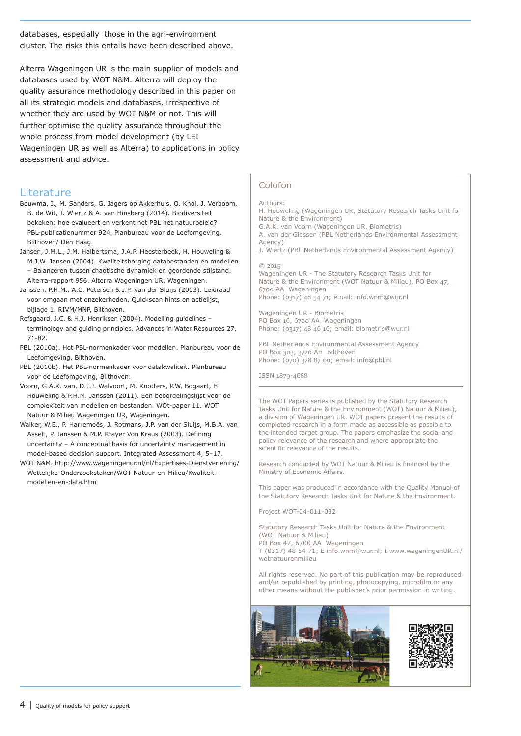databases, especially those in the agri-environment cluster. The risks this entails have been described above.

Alterra Wageningen UR is the main supplier of models and databases used by WOT N&M. Alterra will deploy the quality assurance methodology described in this paper on all its strategic models and databases, irrespective of whether they are used by WOT N&M or not. This will further optimise the quality assurance throughout the whole process from model development (by LEI Wageningen UR as well as Alterra) to applications in policy assessment and advice.

## Literature

Bouwma, I., M. Sanders, G. Jagers op Akkerhuis, O. Knol, J. Verboom, B. de Wit, J. Wiertz & A. van Hinsberg (2014). Biodiversiteit bekeken: hoe evalueert en verkent het PBL het natuurbeleid? PBL-publicatienummer 924. Planbureau voor de Leefomgeving, Bilthoven/ Den Haag.

Jansen, J.M.L., J.M. Halbertsma, J.A.P. Heesterbeek, H. Houweling & M.J.W. Jansen (2004). Kwaliteitsborging databestanden en modellen – Balanceren tussen chaotische dynamiek en geordende stilstand. Alterra-rapport 956. Alterra Wageningen UR, Wageningen.

Janssen, P.H.M., A.C. Petersen & J.P. van der Sluijs (2003). Leidraad voor omgaan met onzekerheden, Quickscan hints en actielijst, bijlage 1. RIVM/MNP, Bilthoven.

Refsgaard, J.C. & H.J. Henriksen (2004). Modelling guidelines – terminology and guiding principles. Advances in Water Resources 27, 71-82.

PBL (2010a). Het PBL-normenkader voor modellen. Planbureau voor de Leefomgeving, Bilthoven.

PBL (2010b). Het PBL-normenkader voor datakwaliteit. Planbureau voor de Leefomgeving, Bilthoven.

Voorn, G.A.K. van, D.J.J. Walvoort, M. Knotters, P.W. Bogaart, H. Houweling & P.H.M. Janssen (2011). Een beoordelingslijst voor de complexiteit van modellen en bestanden. WOt-paper 11. WOT Natuur & Milieu Wageningen UR, Wageningen.

Walker, W.E., P. Harremoës, J. Rotmans, J.P. van der Sluijs, M.B.A. van Asselt, P. Janssen & M.P. Krayer Von Kraus (2003). Defining uncertainty – A conceptual basis for uncertainty management in model-based decision support. Integrated Assessment 4, 5–17.

WOT N&M. http://www.wageningenur.nl/nl/Expertises-Dienstverlening/Wettelijke-Onderzoekstaken/WOT-Natuur-en-Milieu/Kwaliteit-modellen-en-data.htm

## Colofon

Authors:
H. Houweling (Wageningen UR, Statutory Research Tasks Unit for Nature & the Environment)
G.A.K. van Voorn (Wageningen UR, Biometris)
A. van der Giessen (PBL Netherlands Environmental Assessment Agency)
J. Wiertz (PBL Netherlands Environmental Assessment Agency)

© 2015
Wageningen UR - The Statutory Research Tasks Unit for Nature & the Environment (WOT Natuur & Milieu), PO Box 47, 6700 AA Wageningen
Phone: (0317) 48 54 71; email: info.wnm@wur.nl

Wageningen UR - Biometris
PO Box 16, 6700 AA Wageningen
Phone: (0317) 48 46 16; email: biometris@wur.nl

PBL Netherlands Environmental Assessment Agency
PO Box 303, 3720 AH Bilthoven
Phone: (070) 328 87 00; email: info@pbl.nl

ISSN 1879-4688

The WOT Papers series is published by the Statutory Research Tasks Unit for Nature & the Environment (WOT) Natuur & Milieu), a division of Wageningen UR. WOT papers present the results of completed research in a form made as accessible as possible to the intended target group. The papers emphasize the social and policy relevance of the research and where appropriate the scientific relevance of the results.

Research conducted by WOT Natuur & Milieu is financed by the Ministry of Economic Affairs.

This paper was produced in accordance with the Quality Manual of the Statutory Research Tasks Unit for Nature & the Environment.

Project WOT-04-011-032

Statutory Research Tasks Unit for Nature & the Environment (WOT Natuur & Milieu)
PO Box 47, 6700 AA Wageningen
T (0317) 48 54 71; E info.wnm@wur.nl; I www.wageningenUR.nl/wotnatuurenmilieu

All rights reserved. No part of this publication may be reproduced and/or republished by printing, photocopying, microfilm or any other means without the publisher's prior permission in writing.